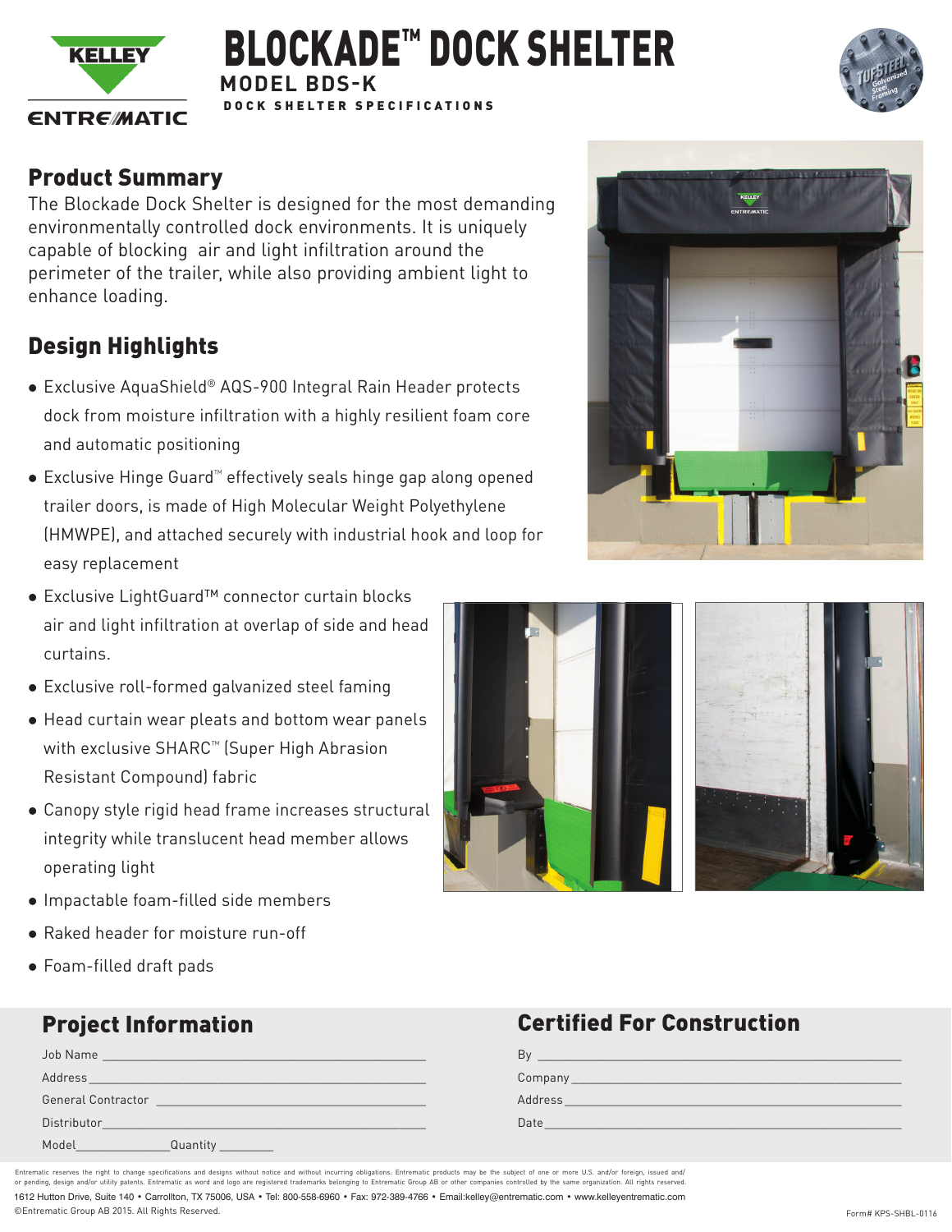# BLOCKADE™ DOCK SHELTER

## MODEL BDS-K

DOCK SHELTER SPECIFICATIONS

## Product Summary

The Blockade Dock Shelter is designed for the most demanding environmentally controlled dock environments. It is uniquely capable of blocking air and light infiltration around the perimeter of the trailer, while also providing ambient light to enhance loading.

## Design Highlights

- Exclusive AquaShield® AQS-900 Integral Rain Header protects dock from moisture infiltration with a highly resilient foam core and automatic positioning
- Exclusive Hinge Guard™ effectively seals hinge gap along opened trailer doors, is made of High Molecular Weight Polyethylene (HMWPE), and attached securely with industrial hook and loop for easy replacement
- Exclusive LightGuard™ connector curtain blocks air and light infiltration at overlap of side and head curtains.
- Exclusive roll-formed galvanized steel faming
- Head curtain wear pleats and bottom wear panels with exclusive SHARC™ (Super High Abrasion Resistant Compound) fabric
- Canopy style rigid head frame increases structural integrity while translucent head member allows operating light
- Impactable foam-filled side members
- Raked header for moisture run-off
- Foam-filled draft pads

## Project Information

Job Name ______________________

Address ______________________

General Contractor ______________________

Distributor ______________________

Model ____________ Quantity ________

## Certified For Construction

By ______________________

Company ______________________

Address ______________________

Date ______________________

Entrematic reserves the right to change specifications and designs without notice and without incurring obligations. Entrematic products may be the subject of one or more U.S. and/or foreign, issued and/or pending, design and/or utility patents. Entrematic as word and logo are registered trademarks belonging to Entrematic Group AB or other companies controlled by the same organization. All rights reserved.

1612 Hutton Drive, Suite 140 • Carrollton, TX 75006, USA • Tel: 800-558-6960 • Fax: 972-389-4766 • Email:kelley@entrematic.com • www.kelleyentrematic.com

©Entrematic Group AB 2015. All Rights Reserved.

Form# KPS-SHBL-0116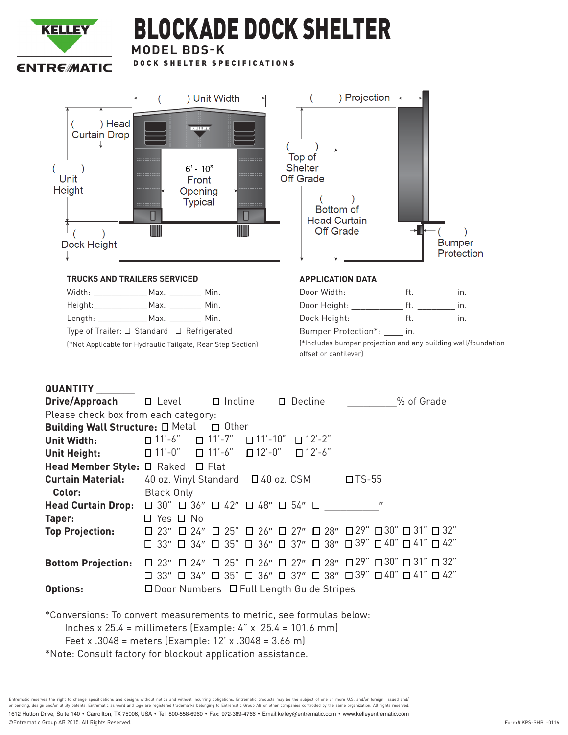KELLEY
ENTREMATIC

# BLOCKADE DOCK SHELTER

## MODEL BDS-K

### DOCK SHELTER SPECIFICATIONS

( ) Unit Width

( ) Head Curtain Drop

( ) Unit Height

6' - 10" Front Opening Typical

( ) Dock Height

( ) Projection

( ) Top of Shelter Off Grade

( ) Bottom of Head Curtain Off Grade

( ) Bumper Protection

**TRUCKS AND TRAILERS SERVICED**

Width: ____________ Max. _______ Min.

Height: ____________ Max. _______ Min.

Length: ____________ Max. _______ Min.

Type of Trailer: ☐ Standard ☐ Refrigerated

(*Not Applicable for Hydraulic Tailgate, Rear Step Section)

**APPLICATION DATA**

Door Width: ____________ ft. ________ in.

Door Height: ____________ ft. ________ in.

Dock Height: ____________ ft. ________ in.

Bumper Protection*: ____ in.

(*Includes bumper projection and any building wall/foundation offset or cantilever)

**QUANTITY** ________

**Drive/Approach** ☐ Level ☐ Incline ☐ Decline __________% of Grade

Please check box from each category:

**Building Wall Structure:** ☐ Metal ☐ Other

**Unit Width:** ☐ 11'-6" ☐ 11'-7" ☐ 11'-10" ☐ 12'-2"

**Unit Height:** ☐ 11'-0" ☐ 11'-6" ☐ 12'-0" ☐ 12'-6"

**Head Member Style:** ☐ Raked ☐ Flat

**Curtain Material:** 40 oz. Vinyl Standard ☐ 40 oz. CSM ☐ TS-55

**Color:** Black Only

**Head Curtain Drop:** ☐ 30" ☐ 36" ☐ 42" ☐ 48" ☐ 54" ☐ __________"

**Taper:** ☐ Yes ☐ No

**Top Projection:** ☐ 23" ☐ 24" ☐ 25" ☐ 26" ☐ 27" ☐ 28" ☐ 29" ☐ 30" ☐ 31" ☐ 32"
☐ 33" ☐ 34" ☐ 35" ☐ 36" ☐ 37" ☐ 38" ☐ 39" ☐ 40" ☐ 41" ☐ 42"

**Bottom Projection:** ☐ 23" ☐ 24" ☐ 25" ☐ 26" ☐ 27" ☐ 28" ☐ 29" ☐ 30" ☐ 31" ☐ 32"
☐ 33" ☐ 34" ☐ 35" ☐ 36" ☐ 37" ☐ 38" ☐ 39" ☐ 40" ☐ 41" ☐ 42"

**Options:** ☐ Door Numbers ☐ Full Length Guide Stripes

*Conversions: To convert measurements to metric, see formulas below:

Inches x 25.4 = millimeters (Example: 4" x 25.4 = 101.6 mm)

Feet x .3048 = meters (Example: 12' x .3048 = 3.66 m)

*Note: Consult factory for blockout application assistance.

Entrematic reserves the right to change specifications and designs without notice and without incurring obligations. Entrematic products may be the subject of one or more U.S. and/or foreign, issued and/or pending, design and/or utility patents. Entrematic as word and logo are registered trademarks belonging to Entrematic Group AB or other companies controlled by the same organization. All rights reserved.

1612 Hutton Drive, Suite 140 • Carrollton, TX 75006, USA • Tel: 800-558-6960 • Fax: 972-389-4766 • Email:kelley@entrematic.com • www.kelleyentrematic.com

©Entrematic Group AB 2015. All Rights Reserved.

Form# KPS-SHBL-0116